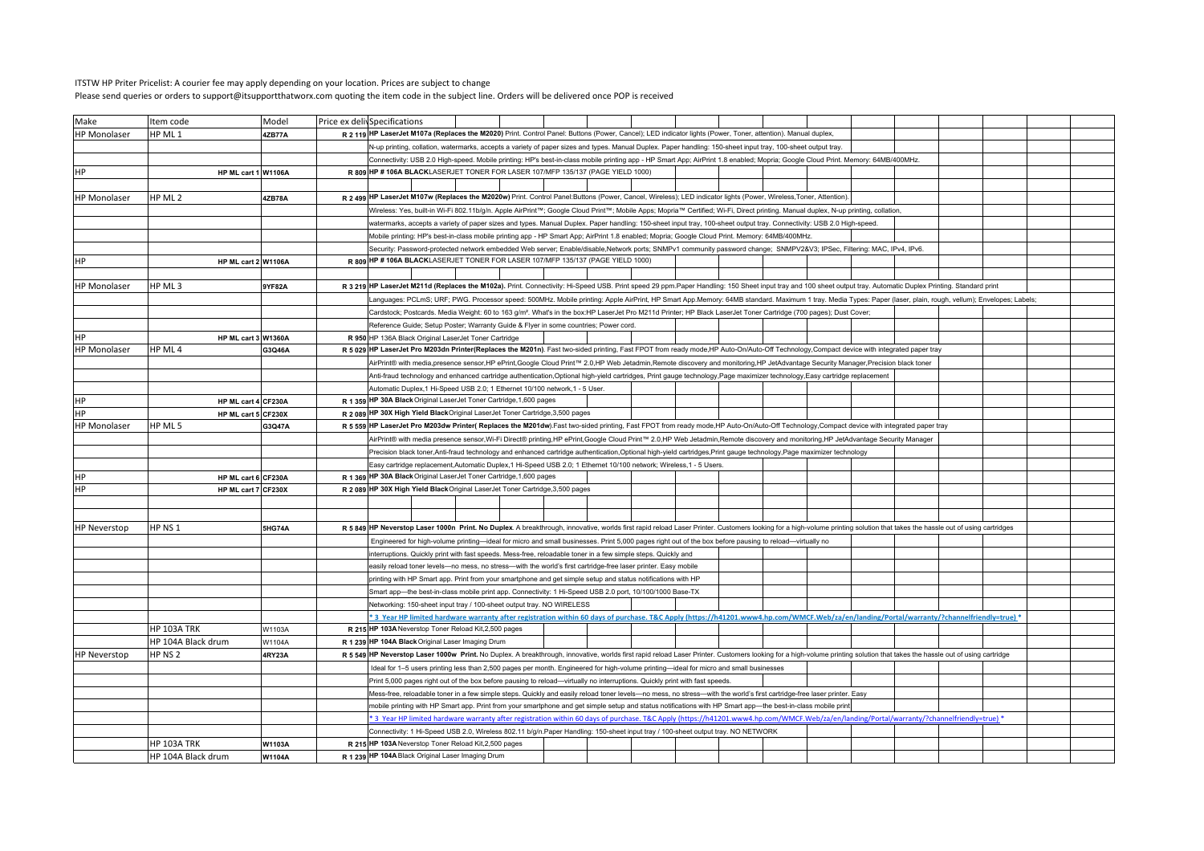ITSTW HP Priter Pricelist: A courier fee may apply depending on your location. Prices are subject to change

Please send queries or orders to support@itsupportthatworx.com quoting the item code in the subject line. Orders will be delivered once POP is received

| Make | Item code | Model | Price ex deliv | Specifications |
|---|---|---|---|---|
| HP Monolaser | HP ML 1 | 4ZB77A | R 2 119 | **HP LaserJet M107a (Replaces the M2020)** Print. Control Panel: Buttons (Power, Cancel); LED indicator lights (Power, Toner, attention). Manual duplex, |
| | | | | N-up printing, collation, watermarks, accepts a variety of paper sizes and types. Manual Duplex. Paper handling: 150-sheet input tray, 100-sheet output tray. |
| | | | | Connectivity: USB 2.0 High-speed. Mobile printing: HP's best-in-class mobile printing app - HP Smart App; AirPrint 1.8 enabled; Mopria; Google Cloud Print. Memory: 64MB/400MHz. |
| HP | HP ML cart 1 | W1106A | R 809 | **HP # 106A BLACK**LASERJET TONER FOR LASER 107/MFP 135/137 (PAGE YIELD 1000) |
| | | | | |
| HP Monolaser | HP ML 2 | 4ZB78A | R 2 499 | **HP LaserJet M107w (Replaces the M2020w)** Print. Control Panel:Buttons (Power, Cancel, Wireless); LED indicator lights (Power, Wireless,Toner, Attention). |
| | | | | Wireless: Yes, built-in Wi-Fi 802.11b/g/n. Apple AirPrint™; Google Cloud Print™; Mobile Apps; Mopria™ Certified; Wi-Fi, Direct printing. Manual duplex, N-up printing, collation, |
| | | | | watermarks, accepts a variety of paper sizes and types. Manual Duplex. Paper handling: 150-sheet input tray, 100-sheet output tray. Connectivity: USB 2.0 High-speed. |
| | | | | Mobile printing: HP's best-in-class mobile printing app - HP Smart App; AirPrint 1.8 enabled; Mopria; Google Cloud Print. Memory: 64MB/400MHz. |
| | | | | Security: Password-protected network embedded Web server; Enable/disable,Network ports; SNMPv1 community password change; SNMPV2&V3; IPSec, Filtering: MAC, IPv4, IPv6. |
| HP | HP ML cart 2 | W1106A | R 809 | **HP # 106A BLACK**LASERJET TONER FOR LASER 107/MFP 135/137 (PAGE YIELD 1000) |
| | | | | |
| HP Monolaser | HP ML 3 | 9YF82A | R 3 219 | **HP LaserJet M211d (Replaces the M102a)**. Print. Connectivity: Hi-Speed USB. Print speed 29 ppm.Paper Handling: 150 Sheet input tray and 100 sheet output tray. Automatic Duplex Printing. Standard print |
| | | | | Languages: PCLmS; URF; PWG. Processor speed: 500MHz. Mobile printing: Apple AirPrint, HP Smart App.Memory: 64MB standard. Maximum 1 tray. Media Types: Paper (laser, plain, rough, vellum); Envelopes; Labels; |
| | | | | Cardstock; Postcards. Media Weight: 60 to 163 g/m². What's in the box:HP LaserJet Pro M211d Printer; HP Black LaserJet Toner Cartridge (700 pages); Dust Cover; |
| | | | | Reference Guide; Setup Poster; Warranty Guide & Flyer in some countries; Power cord. |
| HP | HP ML cart 3 | W1360A | R 950 | HP 136A Black Original LaserJet Toner Cartridge |
| HP Monolaser | HP ML 4 | G3Q46A | R 5 029 | **HP LaserJet Pro M203dn Printer(Replaces the M201n)**. Fast two-sided printing, Fast FPOT from ready mode,HP Auto-On/Auto-Off Technology,Compact device with integrated paper tray |
| | | | | AirPrint® with media,presence sensor,HP ePrint,Google Cloud Print™ 2.0,HP Web Jetadmin,Remote discovery and monitoring,HP JetAdvantage Security Manager,Precision black toner |
| | | | | Anti-fraud technology and enhanced cartridge authentication,Optional high-yield cartridges, Print gauge technology,Page maximizer technology,Easy cartridge replacement |
| | | | | Automatic Duplex,1 Hi-Speed USB 2.0; 1 Ethernet 10/100 network,1 - 5 User. |
| HP | HP ML cart 4 | CF230A | R 1 359 | **HP 30A Black** Original LaserJet Toner Cartridge,1,600 pages |
| HP | HP ML cart 5 | CF230X | R 2 089 | **HP 30X High Yield Black** Original LaserJet Toner Cartridge,3,500 pages |
| HP Monolaser | HP ML 5 | G3Q47A | R 5 559 | **HP LaserJet Pro M203dw Printer( Replaces the M201dw)**.Fast two-sided printing, Fast FPOT from ready mode,HP Auto-On/Auto-Off Technology,Compact device with integrated paper tray |
| | | | | AirPrint® with media presence sensor,Wi-Fi Direct® printing,HP ePrint,Google Cloud Print™ 2.0,HP Web Jetadmin,Remote discovery and monitoring,HP JetAdvantage Security Manager |
| | | | | Precision black toner,Anti-fraud technology and enhanced cartridge authentication,Optional high-yield cartridges,Print gauge technology,Page maximizer technology |
| | | | | Easy cartridge replacement,Automatic Duplex,1 Hi-Speed USB 2.0; 1 Ethernet 10/100 network; Wireless,1 - 5 Users. |
| HP | HP ML cart 6 | CF230A | R 1 369 | **HP 30A Black** Original LaserJet Toner Cartridge,1,600 pages |
| HP | HP ML cart 7 | CF230X | R 2 089 | **HP 30X High Yield Black** Original LaserJet Toner Cartridge,3,500 pages |
| | | | | |
| | | | | |
| HP Neverstop | HP NS 1 | 5HG74A | R 5 849 | **HP Neverstop Laser 1000n Print. No Duplex**. A breakthrough, innovative, worlds first rapid reload Laser Printer. Customers looking for a high-volume printing solution that takes the hassle out of using cartridges |
| | | | | Engineered for high-volume printing—ideal for micro and small businesses. Print 5,000 pages right out of the box before pausing to reload—virtually no |
| | | | | interruptions. Quickly print with fast speeds. Mess-free, reloadable toner in a few simple steps. Quickly and |
| | | | | easily reload toner levels—no mess, no stress—with the world's first cartridge-free laser printer. Easy mobile |
| | | | | printing with HP Smart app. Print from your smartphone and get simple setup and status notifications with HP |
| | | | | Smart app—the best-in-class mobile print app. Connectivity: 1 Hi-Speed USB 2.0 port, 10/100/1000 Base-TX |
| | | | | Networking: 150-sheet input tray / 100-sheet output tray. NO WIRELESS |
| | | | | * 3 Year HP limited hardware warranty after registration within 60 days of purchase. T&C Apply (https://h41201.www4.hp.com/WMCF.Web/za/en/landing/Portal/warranty/?channelfriendly=true) * |
| | HP 103A TRK | W1103A | R 215 | **HP 103A** Neverstop Toner Reload Kit,2,500 pages |
| | HP 104A Black drum | W1104A | R 1 239 | **HP 104A Black** Original Laser Imaging Drum |
| HP Neverstop | HP NS 2 | 4RY23A | R 5 549 | **HP Neverstop Laser 1000w Print.** No Duplex. A breakthrough, innovative, worlds first rapid reload Laser Printer. Customers looking for a high-volume printing solution that takes the hassle out of using cartridge |
| | | | | Ideal for 1–5 users printing less than 2,500 pages per month. Engineered for high-volume printing—ideal for micro and small businesses |
| | | | | Print 5,000 pages right out of the box before pausing to reload—virtually no interruptions. Quickly print with fast speeds. |
| | | | | Mess-free, reloadable toner in a few simple steps. Quickly and easily reload toner levels—no mess, no stress—with the world's first cartridge-free laser printer. Easy |
| | | | | mobile printing with HP Smart app. Print from your smartphone and get simple setup and status notifications with HP Smart app—the best-in-class mobile print |
| | | | | * 3 Year HP limited hardware warranty after registration within 60 days of purchase. T&C Apply (https://h41201.www4.hp.com/WMCF.Web/za/en/landing/Portal/warranty/?channelfriendly=true) * |
| | | | | Connectivity: 1 Hi-Speed USB 2.0, Wireless 802.11 b/g/n.Paper Handling: 150-sheet input tray / 100-sheet output tray. NO NETWORK |
| | HP 103A TRK | W1103A | R 215 | **HP 103A** Neverstop Toner Reload Kit,2,500 pages |
| | HP 104A Black drum | W1104A | R 1 239 | **HP 104A** Black Original Laser Imaging Drum |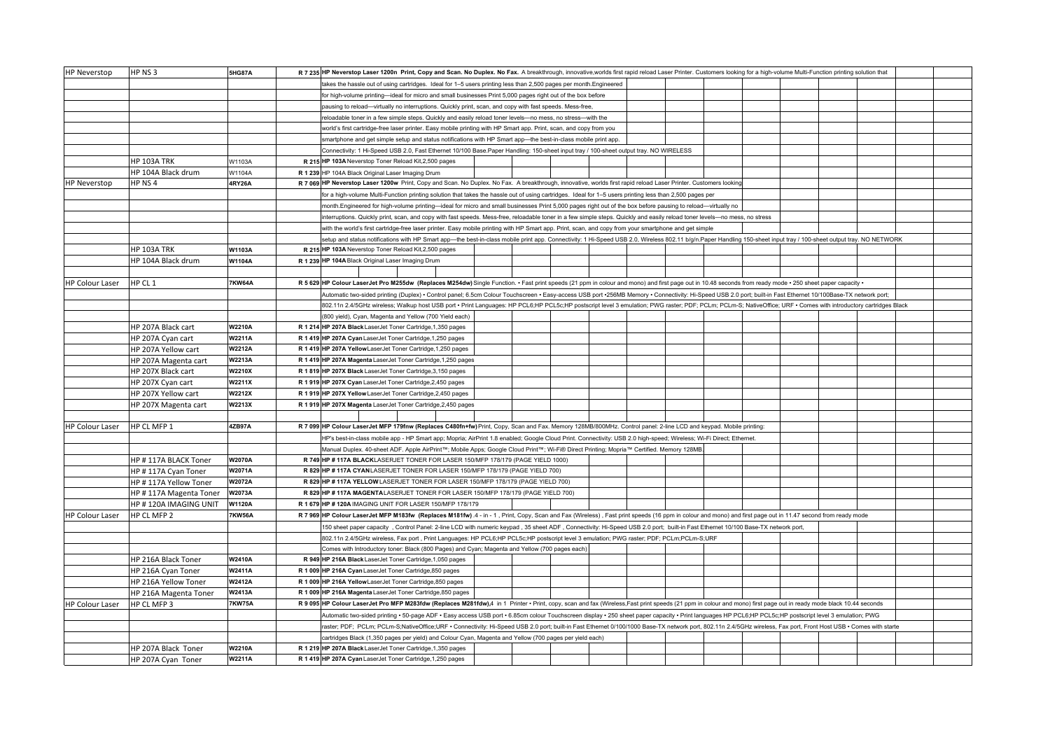| | | | | |
|---|---|---|---|---|
| HP Neverstop | HP NS 3 | 5HG87A | R 7 235 | **HP Neverstop Laser 1200n Print, Copy and Scan. No Duplex. No Fax.** A breakthrough, innovative,worlds first rapid reload Laser Printer. Customers looking for a high-volume Multi-Function printing solution that |
| | | | | takes the hassle out of using cartridges. Ideal for 1–5 users printing less than 2,500 pages per month.Engineered |
| | | | | for high-volume printing—ideal for micro and small businesses Print 5,000 pages right out of the box before |
| | | | | pausing to reload—virtually no interruptions. Quickly print, scan, and copy with fast speeds. Mess-free, |
| | | | | reloadable toner in a few simple steps. Quickly and easily reload toner levels—no mess, no stress—with the |
| | | | | world's first cartridge-free laser printer. Easy mobile printing with HP Smart app. Print, scan, and copy from you |
| | | | | smartphone and get simple setup and status notifications with HP Smart app—the best-in-class mobile print app. |
| | | | | Connectivity: 1 Hi-Speed USB 2.0, Fast Ethernet 10/100 Base.Paper Handling: 150-sheet input tray / 100-sheet output tray. NO WIRELESS |
| | HP 103A TRK | W1103A | R 215 | **HP 103A** Neverstop Toner Reload Kit,2,500 pages |
| | HP 104A Black drum | W1104A | R 1 239 | HP 104A Black Original Laser Imaging Drum |
| HP Neverstop | HP NS 4 | 4RY26A | R 7 069 | **HP Neverstop Laser 1200w** Print, Copy and Scan. No Duplex. No Fax. A breakthrough, innovative, worlds first rapid reload Laser Printer. Customers looking |
| | | | | for a high-volume Multi-Function printing solution that takes the hassle out of using cartridges. Ideal for 1–5 users printing less than 2,500 pages per |
| | | | | month.Engineered for high-volume printing—ideal for micro and small businesses Print 5,000 pages right out of the box before pausing to reload—virtually no |
| | | | | interruptions. Quickly print, scan, and copy with fast speeds. Mess-free, reloadable toner in a few simple steps. Quickly and easily reload toner levels—no mess, no stress |
| | | | | with the world's first cartridge-free laser printer. Easy mobile printing with HP Smart app. Print, scan, and copy from your smartphone and get simple |
| | | | | setup and status notifications with HP Smart app—the best-in-class mobile print app. Connectivity: 1 Hi-Speed USB 2.0, Wireless 802.11 b/g/n.Paper Handling 150-sheet input tray / 100-sheet output tray. NO NETWORK |
| | HP 103A TRK | W1103A | R 215 | **HP 103A** Neverstop Toner Reload Kit,2,500 pages |
| | HP 104A Black drum | W1104A | R 1 239 | **HP 104A** Black Original Laser Imaging Drum |
| | | | | |
| HP Colour Laser | HP CL 1 | 7KW64A | R 5 629 | **HP Colour LaserJet Pro M255dw (Replaces M254dw)** Single Function. • Fast print speeds (21 ppm in colour and mono) and first page out in 10.48 seconds from ready mode • 250 sheet paper capacity • |
| | | | | Automatic two-sided printing (Duplex) • Control panel; 6.5cm Colour Touchscreen • Easy-access USB port •256MB Memory • Connectivity: Hi-Speed USB 2.0 port; built-in Fast Ethernet 10/100Base-TX network port; |
| | | | | 802.11n 2.4/5GHz wireless; Walkup host USB port • Print Languages: HP PCL6;HP PCL5c;HP postscript level 3 emulation; PWG raster; PDF; PCLm; PCLm-S; NativeOffice; URF • Comes with introductory cartridges Black |
| | | | | (800 yield), Cyan, Magenta and Yellow (700 Yield each) |
| | HP 207A Black cart | W2210A | R 1 214 | **HP 207A Black** LaserJet Toner Cartridge,1,350 pages |
| | HP 207A Cyan cart | W2211A | R 1 419 | **HP 207A Cyan** LaserJet Toner Cartridge,1,250 pages |
| | HP 207A Yellow cart | W2212A | R 1 419 | **HP 207A Yellow** LaserJet Toner Cartridge,1,250 pages |
| | HP 207A Magenta cart | W2213A | R 1 419 | **HP 207A Magenta** LaserJet Toner Cartridge,1,250 pages |
| | HP 207X Black cart | W2210X | R 1 819 | **HP 207X Black** LaserJet Toner Cartridge,3,150 pages |
| | HP 207X Cyan cart | W2211X | R 1 919 | **HP 207X Cyan** LaserJet Toner Cartridge,2,450 pages |
| | HP 207X Yellow cart | W2212X | R 1 919 | **HP 207X Yellow** LaserJet Toner Cartridge,2,450 pages |
| | HP 207X Magenta cart | W2213X | R 1 919 | **HP 207X Magenta** LaserJet Toner Cartridge,2,450 pages |
| | | | | |
| HP Colour Laser | HP CL MFP 1 | 4ZB97A | R 7 099 | **HP Colour LaserJet MFP 179fnw (Replaces C480fn+fw)** Print, Copy, Scan and Fax. Memory 128MB/800MHz. Control panel: 2-line LCD and keypad. Mobile printing: |
| | | | | HP's best-in-class mobile app - HP Smart app; Mopria; AirPrint 1.8 enabled; Google Cloud Print. Connectivity: USB 2.0 high-speed; Wireless; Wi-Fi Direct; Ethernet. |
| | | | | Manual Duplex. 40-sheet ADF. Apple AirPrint™; Mobile Apps; Google Cloud Print™; Wi-Fi® Direct Printing; Mopria™ Certified. Memory 128MB. |
| | HP # 117A BLACK Toner | W2070A | R 749 | **HP # 117A BLACK** LASERJET TONER FOR LASER 150/MFP 178/179 (PAGE YIELD 1000) |
| | HP # 117A Cyan Toner | W2071A | R 829 | **HP # 117A CYAN** LASERJET TONER FOR LASER 150/MFP 178/179 (PAGE YIELD 700) |
| | HP # 117A Yellow Toner | W2072A | R 829 | **HP # 117A YELLOW** LASERJET TONER FOR LASER 150/MFP 178/179 (PAGE YIELD 700) |
| | HP # 117A Magenta Toner | W2073A | R 829 | **HP # 117A MAGENTA** LASERJET TONER FOR LASER 150/MFP 178/179 (PAGE YIELD 700) |
| | HP # 120A IMAGING UNIT | W1120A | R 1 679 | **HP # 120A** IMAGING UNIT FOR LASER 150/MFP 178/179 |
| HP Colour Laser | HP CL MFP 2 | 7KW56A | R 7 969 | **HP Colour LaserJet MFP M183fw (Replaces M181fw)** .4 - in - 1 , Print, Copy, Scan and Fax (Wireless) , Fast print speeds (16 ppm in colour and mono) and first page out in 11.47 second from ready mode |
| | | | | 150 sheet paper capacity , Control Panel: 2-line LCD with numeric keypad , 35 sheet ADF , Connectivity: Hi-Speed USB 2.0 port; built-in Fast Ethernet 10/100 Base-TX network port, |
| | | | | 802.11n 2.4/5GHz wireless, Fax port , Print Languages: HP PCL6;HP PCL5c;HP postscript level 3 emulation; PWG raster; PDF; PCLm;PCLm-S;URF |
| | | | | Comes with Introductory toner: Black (800 Pages) and Cyan; Magenta and Yellow (700 pages each) |
| | HP 216A Black Toner | W2410A | R 949 | **HP 216A Black** LaserJet Toner Cartridge,1,050 pages |
| | HP 216A Cyan Toner | W2411A | R 1 009 | **HP 216A Cyan** LaserJet Toner Cartridge,850 pages |
| | HP 216A Yellow Toner | W2412A | R 1 009 | **HP 216A Yellow** LaserJet Toner Cartridge,850 pages |
| | HP 216A Magenta Toner | W2413A | R 1 009 | **HP 216A Magenta** LaserJet Toner Cartridge,850 pages |
| HP Colour Laser | HP CL MFP 3 | 7KW75A | R 9 095 | **HP Colour LaserJet Pro MFP M283fdw (Replaces M281fdw)**,4 in 1 Printer • Print, copy, scan and fax (Wireless,Fast print speeds (21 ppm in colour and mono) first page out in ready mode black 10.44 seconds |
| | | | | Automatic two-sided printing • 50-page ADF • Easy access USB port • 6.85cm colour Touchscreen display • 250 sheet paper capacity • Print languages HP PCL6;HP PCL5c;HP postscript level 3 emulation; PWG |
| | | | | raster; PDF; PCLm; PCLm-S;NativeOffice;URF • Connectivity: Hi-Speed USB 2.0 port; built-in Fast Ethernet 0/100/1000 Base-TX network port, 802.11n 2.4/5GHz wireless, Fax port, Front Host USB • Comes with starte |
| | | | | cartridges Black (1,350 pages per yield) and Colour Cyan, Magenta and Yellow (700 pages per yield each) |
| | HP 207A Black Toner | W2210A | R 1 219 | **HP 207A Black** LaserJet Toner Cartridge,1,350 pages |
| | HP 207A Cyan Toner | W2211A | R 1 419 | **HP 207A Cyan** LaserJet Toner Cartridge,1,250 pages |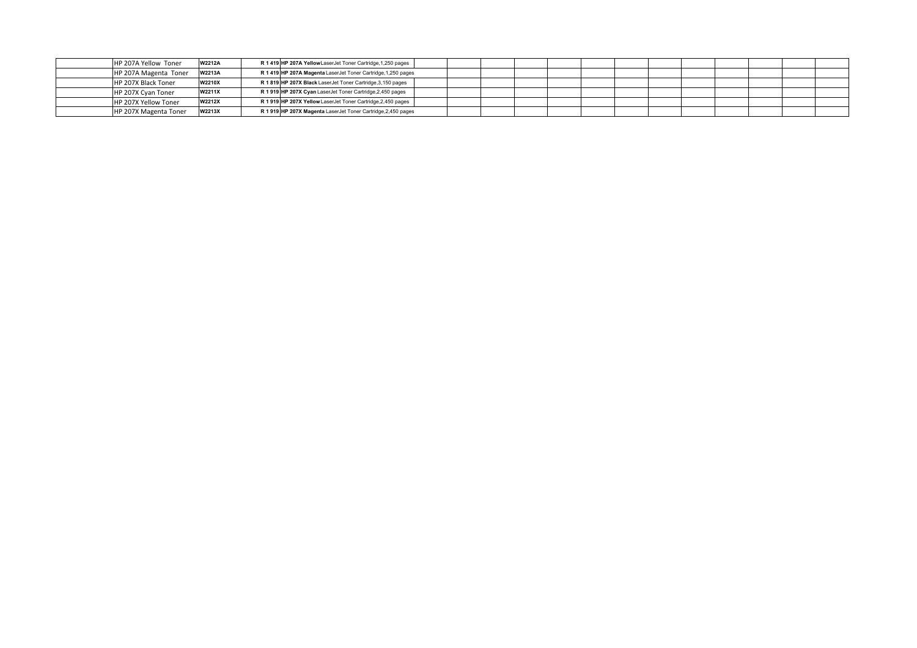| | | | | | | | | | | | | | | | | |
|---|---|---|---|---|---|---|---|---|---|---|---|---|---|---|---|---|
| | HP 207A Yellow Toner | **W2212A** | **R 1 419** | **HP 207A Yellow** LaserJet Toner Cartridge,1,250 pages | | | | | | | | | | | | |
| | HP 207A Magenta Toner | **W2213A** | **R 1 419** | **HP 207A Magenta** LaserJet Toner Cartridge,1,250 pages | | | | | | | | | | | | |
| | HP 207X Black Toner | **W2210X** | **R 1 819** | **HP 207X Black** LaserJet Toner Cartridge,3,150 pages | | | | | | | | | | | | |
| | HP 207X Cyan Toner | **W2211X** | **R 1 919** | **HP 207X Cyan** LaserJet Toner Cartridge,2,450 pages | | | | | | | | | | | | |
| | HP 207X Yellow Toner | **W2212X** | **R 1 919** | **HP 207X Yellow** LaserJet Toner Cartridge,2,450 pages | | | | | | | | | | | | |
| | HP 207X Magenta Toner | **W2213X** | **R 1 919** | **HP 207X Magenta** LaserJet Toner Cartridge,2,450 pages | | | | | | | | | | | | |